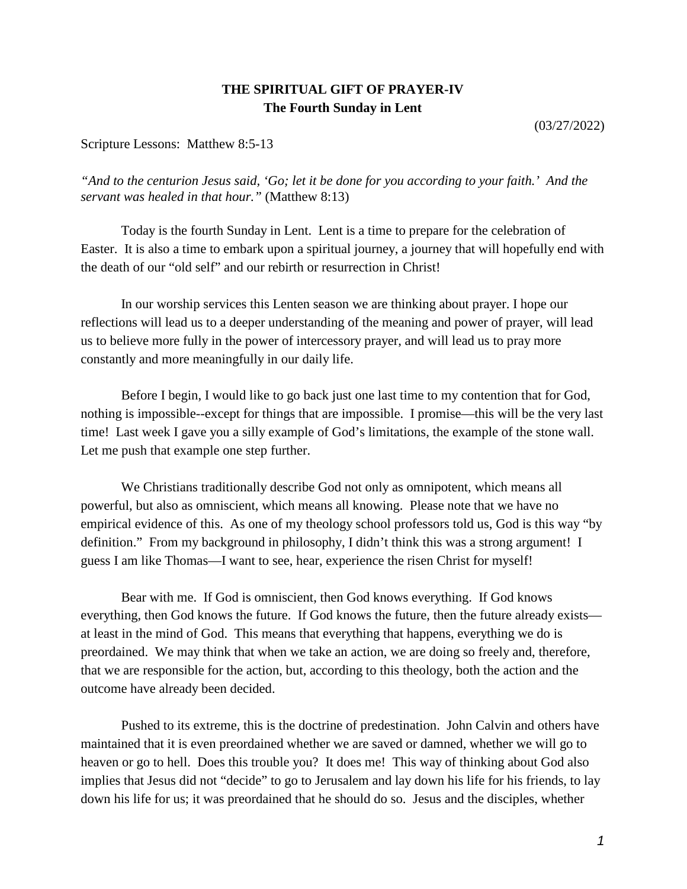# THE SPIRITUAL GIFT OF PRAYER-IV
## The Fourth Sunday in Lent

(03/27/2022)

Scripture Lessons: Matthew 8:5-13

*"And to the centurion Jesus said, 'Go; let it be done for you according to your faith.' And the servant was healed in that hour."* (Matthew 8:13)

Today is the fourth Sunday in Lent. Lent is a time to prepare for the celebration of Easter. It is also a time to embark upon a spiritual journey, a journey that will hopefully end with the death of our "old self" and our rebirth or resurrection in Christ!

In our worship services this Lenten season we are thinking about prayer. I hope our reflections will lead us to a deeper understanding of the meaning and power of prayer, will lead us to believe more fully in the power of intercessory prayer, and will lead us to pray more constantly and more meaningfully in our daily life.

Before I begin, I would like to go back just one last time to my contention that for God, nothing is impossible--except for things that are impossible. I promise—this will be the very last time! Last week I gave you a silly example of God's limitations, the example of the stone wall. Let me push that example one step further.

We Christians traditionally describe God not only as omnipotent, which means all powerful, but also as omniscient, which means all knowing. Please note that we have no empirical evidence of this. As one of my theology school professors told us, God is this way "by definition." From my background in philosophy, I didn't think this was a strong argument! I guess I am like Thomas—I want to see, hear, experience the risen Christ for myself!

Bear with me. If God is omniscient, then God knows everything. If God knows everything, then God knows the future. If God knows the future, then the future already exists—at least in the mind of God. This means that everything that happens, everything we do is preordained. We may think that when we take an action, we are doing so freely and, therefore, that we are responsible for the action, but, according to this theology, both the action and the outcome have already been decided.

Pushed to its extreme, this is the doctrine of predestination. John Calvin and others have maintained that it is even preordained whether we are saved or damned, whether we will go to heaven or go to hell. Does this trouble you? It does me! This way of thinking about God also implies that Jesus did not "decide" to go to Jerusalem and lay down his life for his friends, to lay down his life for us; it was preordained that he should do so. Jesus and the disciples, whether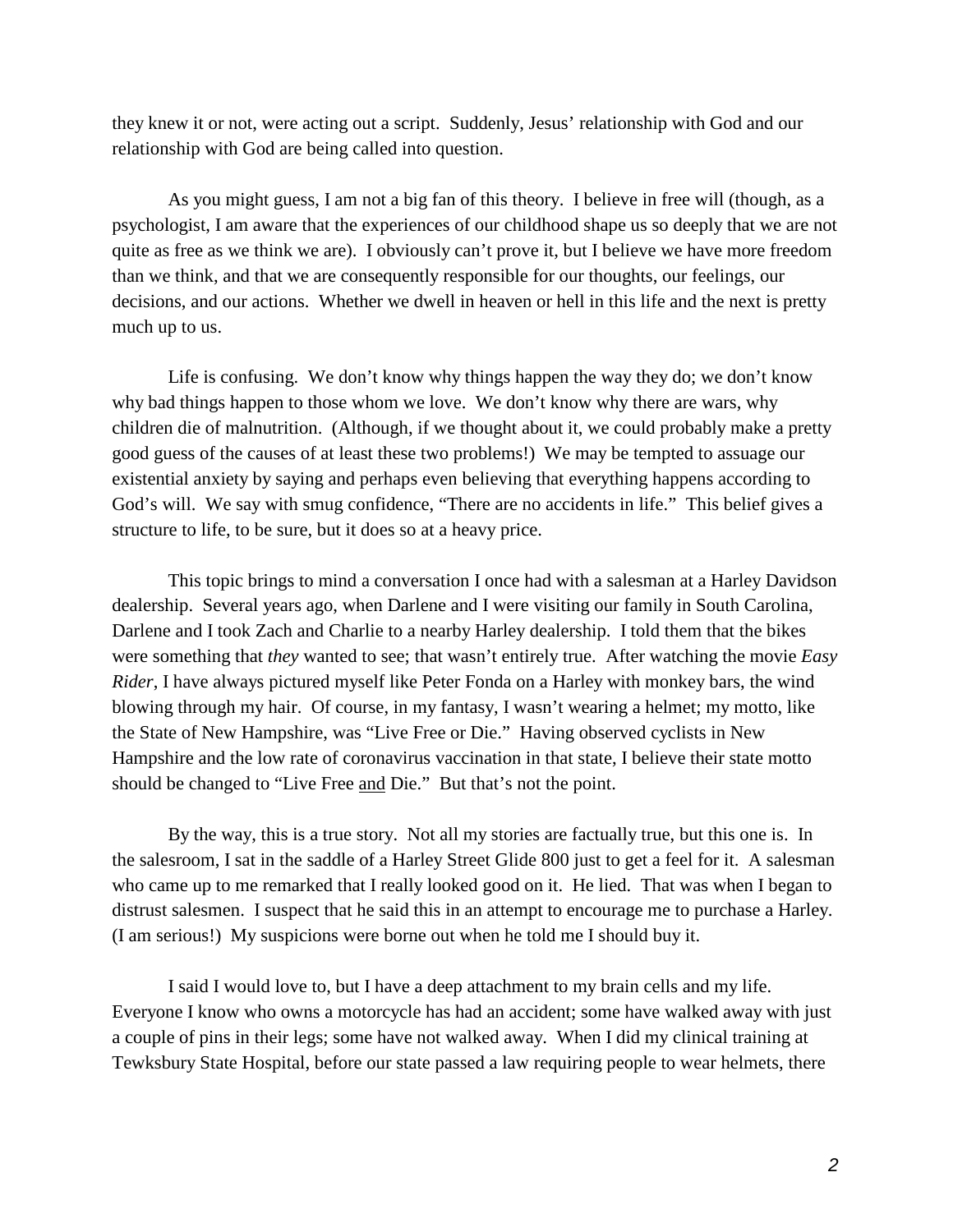they knew it or not, were acting out a script. Suddenly, Jesus' relationship with God and our relationship with God are being called into question.

As you might guess, I am not a big fan of this theory. I believe in free will (though, as a psychologist, I am aware that the experiences of our childhood shape us so deeply that we are not quite as free as we think we are). I obviously can't prove it, but I believe we have more freedom than we think, and that we are consequently responsible for our thoughts, our feelings, our decisions, and our actions. Whether we dwell in heaven or hell in this life and the next is pretty much up to us.

Life is confusing. We don't know why things happen the way they do; we don't know why bad things happen to those whom we love. We don't know why there are wars, why children die of malnutrition. (Although, if we thought about it, we could probably make a pretty good guess of the causes of at least these two problems!) We may be tempted to assuage our existential anxiety by saying and perhaps even believing that everything happens according to God's will. We say with smug confidence, "There are no accidents in life." This belief gives a structure to life, to be sure, but it does so at a heavy price.

This topic brings to mind a conversation I once had with a salesman at a Harley Davidson dealership. Several years ago, when Darlene and I were visiting our family in South Carolina, Darlene and I took Zach and Charlie to a nearby Harley dealership. I told them that the bikes were something that *they* wanted to see; that wasn't entirely true. After watching the movie *Easy Rider*, I have always pictured myself like Peter Fonda on a Harley with monkey bars, the wind blowing through my hair. Of course, in my fantasy, I wasn't wearing a helmet; my motto, like the State of New Hampshire, was "Live Free or Die." Having observed cyclists in New Hampshire and the low rate of coronavirus vaccination in that state, I believe their state motto should be changed to "Live Free <u>and</u> Die." But that's not the point.

By the way, this is a true story. Not all my stories are factually true, but this one is. In the salesroom, I sat in the saddle of a Harley Street Glide 800 just to get a feel for it. A salesman who came up to me remarked that I really looked good on it. He lied. That was when I began to distrust salesmen. I suspect that he said this in an attempt to encourage me to purchase a Harley. (I am serious!) My suspicions were borne out when he told me I should buy it.

I said I would love to, but I have a deep attachment to my brain cells and my life. Everyone I know who owns a motorcycle has had an accident; some have walked away with just a couple of pins in their legs; some have not walked away. When I did my clinical training at Tewksbury State Hospital, before our state passed a law requiring people to wear helmets, there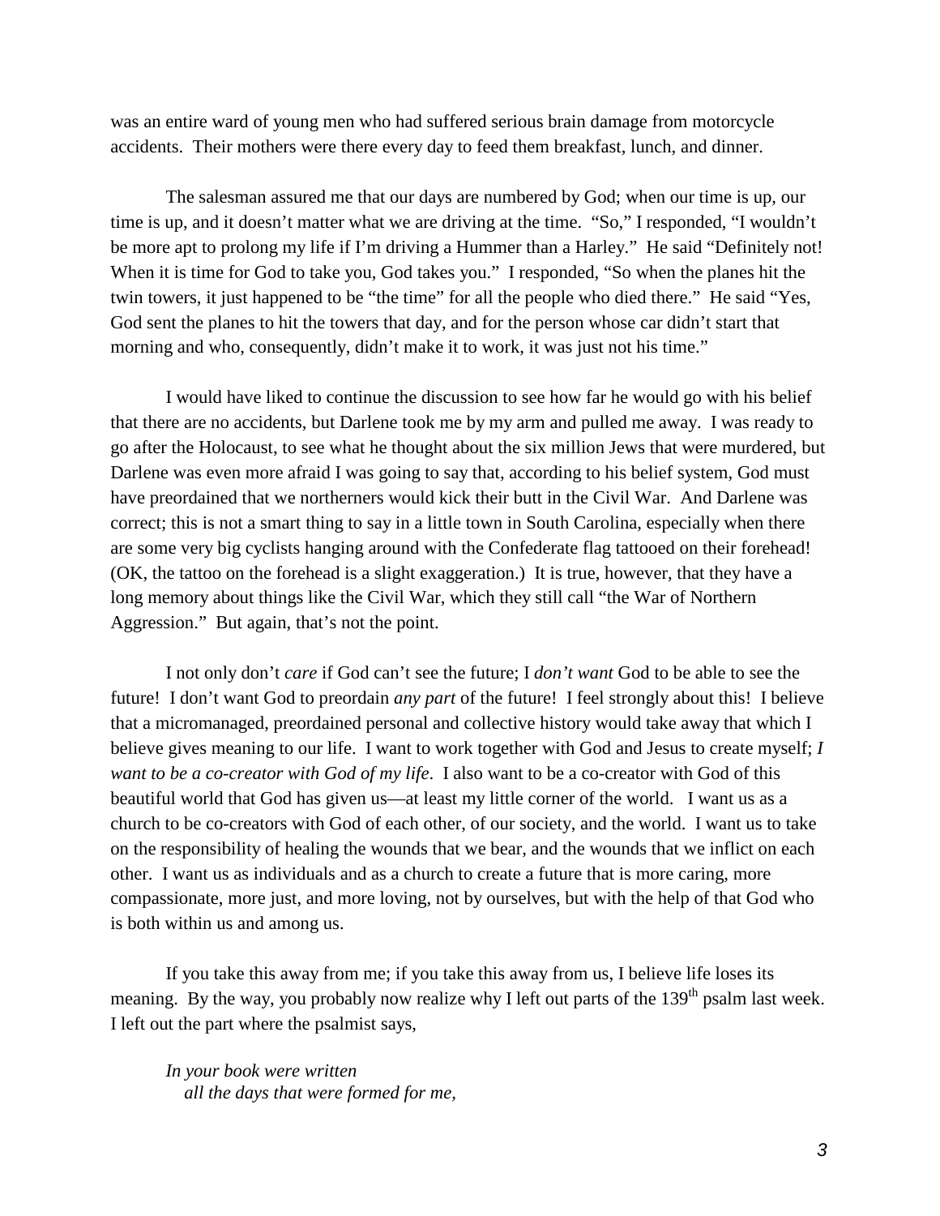was an entire ward of young men who had suffered serious brain damage from motorcycle accidents. Their mothers were there every day to feed them breakfast, lunch, and dinner.

The salesman assured me that our days are numbered by God; when our time is up, our time is up, and it doesn't matter what we are driving at the time. "So," I responded, "I wouldn't be more apt to prolong my life if I'm driving a Hummer than a Harley." He said "Definitely not! When it is time for God to take you, God takes you." I responded, "So when the planes hit the twin towers, it just happened to be "the time" for all the people who died there." He said "Yes, God sent the planes to hit the towers that day, and for the person whose car didn't start that morning and who, consequently, didn't make it to work, it was just not his time."

I would have liked to continue the discussion to see how far he would go with his belief that there are no accidents, but Darlene took me by my arm and pulled me away. I was ready to go after the Holocaust, to see what he thought about the six million Jews that were murdered, but Darlene was even more afraid I was going to say that, according to his belief system, God must have preordained that we northerners would kick their butt in the Civil War. And Darlene was correct; this is not a smart thing to say in a little town in South Carolina, especially when there are some very big cyclists hanging around with the Confederate flag tattooed on their forehead! (OK, the tattoo on the forehead is a slight exaggeration.) It is true, however, that they have a long memory about things like the Civil War, which they still call "the War of Northern Aggression." But again, that's not the point.

I not only don't *care* if God can't see the future; I *don't want* God to be able to see the future! I don't want God to preordain *any part* of the future! I feel strongly about this! I believe that a micromanaged, preordained personal and collective history would take away that which I believe gives meaning to our life. I want to work together with God and Jesus to create myself; *I want to be a co-creator with God of my life*. I also want to be a co-creator with God of this beautiful world that God has given us—at least my little corner of the world. I want us as a church to be co-creators with God of each other, of our society, and the world. I want us to take on the responsibility of healing the wounds that we bear, and the wounds that we inflict on each other. I want us as individuals and as a church to create a future that is more caring, more compassionate, more just, and more loving, not by ourselves, but with the help of that God who is both within us and among us.

If you take this away from me; if you take this away from us, I believe life loses its meaning. By the way, you probably now realize why I left out parts of the 139th psalm last week. I left out the part where the psalmist says,

> *In your book were written*
> *all the days that were formed for me,*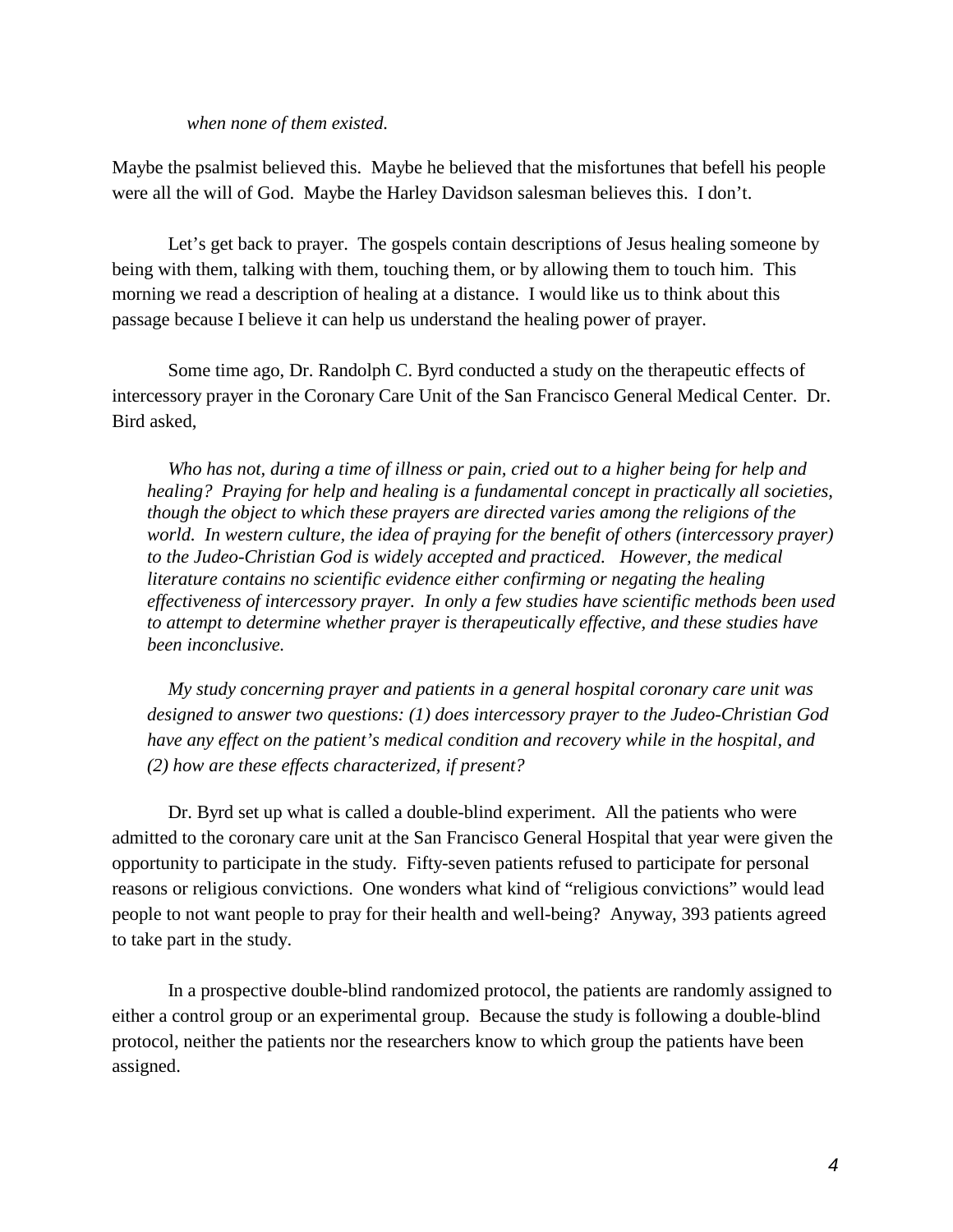*when none of them existed.*

Maybe the psalmist believed this. Maybe he believed that the misfortunes that befell his people were all the will of God. Maybe the Harley Davidson salesman believes this. I don't.

Let's get back to prayer. The gospels contain descriptions of Jesus healing someone by being with them, talking with them, touching them, or by allowing them to touch him. This morning we read a description of healing at a distance. I would like us to think about this passage because I believe it can help us understand the healing power of prayer.

Some time ago, Dr. Randolph C. Byrd conducted a study on the therapeutic effects of intercessory prayer in the Coronary Care Unit of the San Francisco General Medical Center. Dr. Bird asked,

> *Who has not, during a time of illness or pain, cried out to a higher being for help and healing? Praying for help and healing is a fundamental concept in practically all societies, though the object to which these prayers are directed varies among the religions of the world. In western culture, the idea of praying for the benefit of others (intercessory prayer) to the Judeo-Christian God is widely accepted and practiced. However, the medical literature contains no scientific evidence either confirming or negating the healing effectiveness of intercessory prayer. In only a few studies have scientific methods been used to attempt to determine whether prayer is therapeutically effective, and these studies have been inconclusive.*
>
> *My study concerning prayer and patients in a general hospital coronary care unit was designed to answer two questions: (1) does intercessory prayer to the Judeo-Christian God have any effect on the patient's medical condition and recovery while in the hospital, and (2) how are these effects characterized, if present?*

Dr. Byrd set up what is called a double-blind experiment. All the patients who were admitted to the coronary care unit at the San Francisco General Hospital that year were given the opportunity to participate in the study. Fifty-seven patients refused to participate for personal reasons or religious convictions. One wonders what kind of "religious convictions" would lead people to not want people to pray for their health and well-being? Anyway, 393 patients agreed to take part in the study.

In a prospective double-blind randomized protocol, the patients are randomly assigned to either a control group or an experimental group. Because the study is following a double-blind protocol, neither the patients nor the researchers know to which group the patients have been assigned.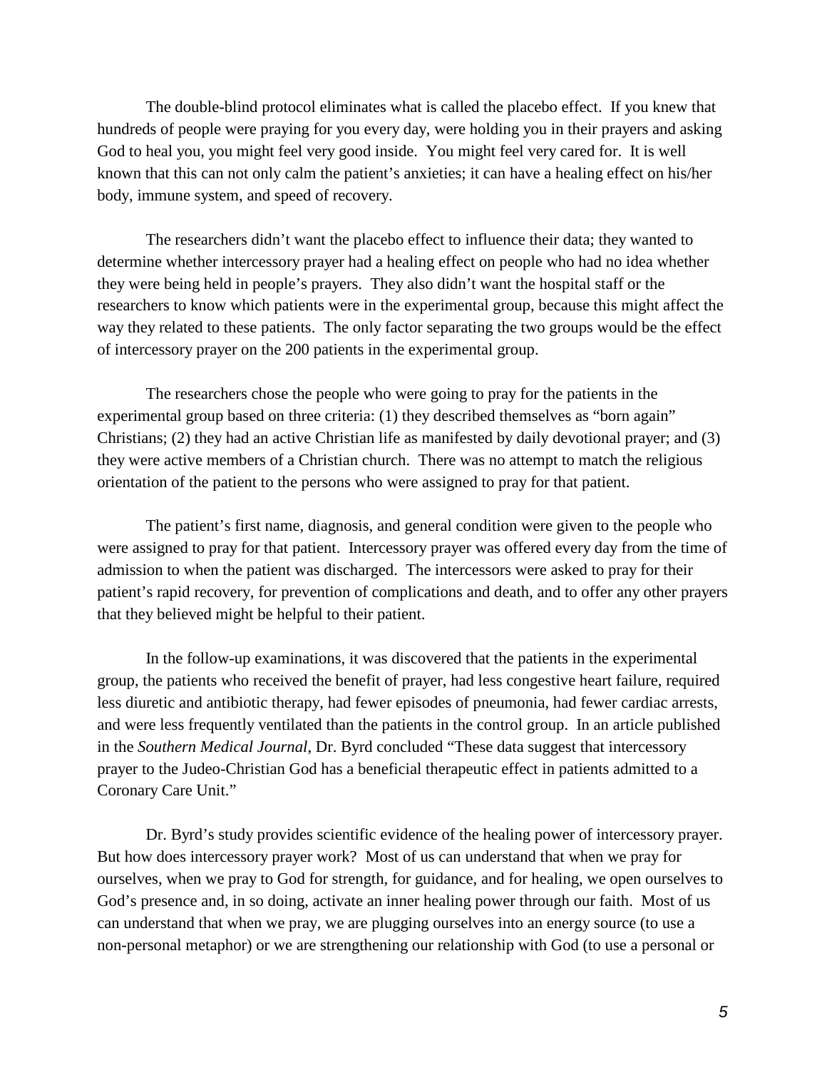The double-blind protocol eliminates what is called the placebo effect. If you knew that hundreds of people were praying for you every day, were holding you in their prayers and asking God to heal you, you might feel very good inside. You might feel very cared for. It is well known that this can not only calm the patient's anxieties; it can have a healing effect on his/her body, immune system, and speed of recovery.

The researchers didn't want the placebo effect to influence their data; they wanted to determine whether intercessory prayer had a healing effect on people who had no idea whether they were being held in people's prayers. They also didn't want the hospital staff or the researchers to know which patients were in the experimental group, because this might affect the way they related to these patients. The only factor separating the two groups would be the effect of intercessory prayer on the 200 patients in the experimental group.

The researchers chose the people who were going to pray for the patients in the experimental group based on three criteria: (1) they described themselves as "born again" Christians; (2) they had an active Christian life as manifested by daily devotional prayer; and (3) they were active members of a Christian church. There was no attempt to match the religious orientation of the patient to the persons who were assigned to pray for that patient.

The patient's first name, diagnosis, and general condition were given to the people who were assigned to pray for that patient. Intercessory prayer was offered every day from the time of admission to when the patient was discharged. The intercessors were asked to pray for their patient's rapid recovery, for prevention of complications and death, and to offer any other prayers that they believed might be helpful to their patient.

In the follow-up examinations, it was discovered that the patients in the experimental group, the patients who received the benefit of prayer, had less congestive heart failure, required less diuretic and antibiotic therapy, had fewer episodes of pneumonia, had fewer cardiac arrests, and were less frequently ventilated than the patients in the control group. In an article published in the *Southern Medical Journal*, Dr. Byrd concluded "These data suggest that intercessory prayer to the Judeo-Christian God has a beneficial therapeutic effect in patients admitted to a Coronary Care Unit."

Dr. Byrd's study provides scientific evidence of the healing power of intercessory prayer. But how does intercessory prayer work? Most of us can understand that when we pray for ourselves, when we pray to God for strength, for guidance, and for healing, we open ourselves to God's presence and, in so doing, activate an inner healing power through our faith. Most of us can understand that when we pray, we are plugging ourselves into an energy source (to use a non-personal metaphor) or we are strengthening our relationship with God (to use a personal or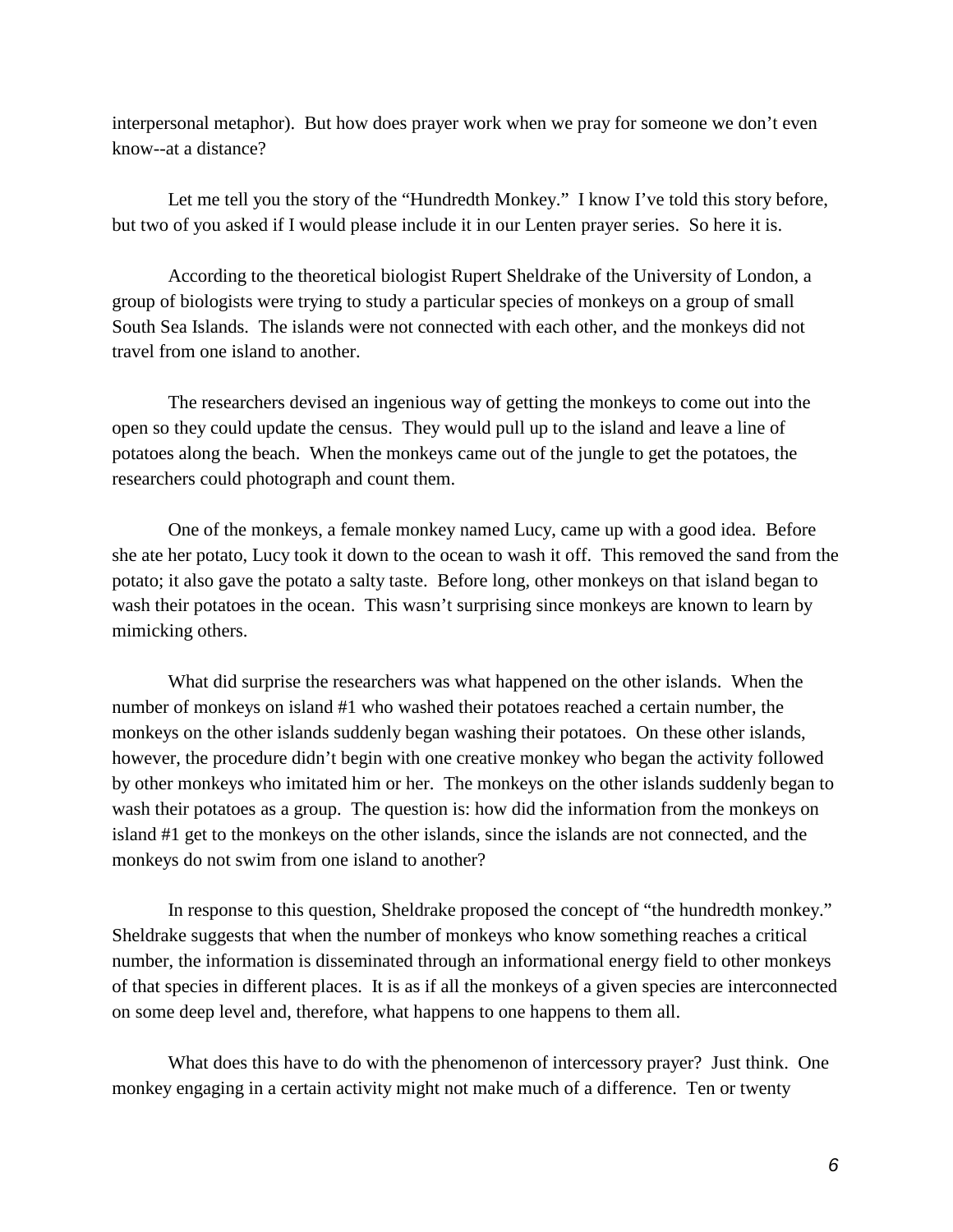interpersonal metaphor). But how does prayer work when we pray for someone we don't even know--at a distance?

Let me tell you the story of the "Hundredth Monkey." I know I've told this story before, but two of you asked if I would please include it in our Lenten prayer series. So here it is.

According to the theoretical biologist Rupert Sheldrake of the University of London, a group of biologists were trying to study a particular species of monkeys on a group of small South Sea Islands. The islands were not connected with each other, and the monkeys did not travel from one island to another.

The researchers devised an ingenious way of getting the monkeys to come out into the open so they could update the census. They would pull up to the island and leave a line of potatoes along the beach. When the monkeys came out of the jungle to get the potatoes, the researchers could photograph and count them.

One of the monkeys, a female monkey named Lucy, came up with a good idea. Before she ate her potato, Lucy took it down to the ocean to wash it off. This removed the sand from the potato; it also gave the potato a salty taste. Before long, other monkeys on that island began to wash their potatoes in the ocean. This wasn't surprising since monkeys are known to learn by mimicking others.

What did surprise the researchers was what happened on the other islands. When the number of monkeys on island #1 who washed their potatoes reached a certain number, the monkeys on the other islands suddenly began washing their potatoes. On these other islands, however, the procedure didn't begin with one creative monkey who began the activity followed by other monkeys who imitated him or her. The monkeys on the other islands suddenly began to wash their potatoes as a group. The question is: how did the information from the monkeys on island #1 get to the monkeys on the other islands, since the islands are not connected, and the monkeys do not swim from one island to another?

In response to this question, Sheldrake proposed the concept of "the hundredth monkey." Sheldrake suggests that when the number of monkeys who know something reaches a critical number, the information is disseminated through an informational energy field to other monkeys of that species in different places. It is as if all the monkeys of a given species are interconnected on some deep level and, therefore, what happens to one happens to them all.

What does this have to do with the phenomenon of intercessory prayer? Just think. One monkey engaging in a certain activity might not make much of a difference. Ten or twenty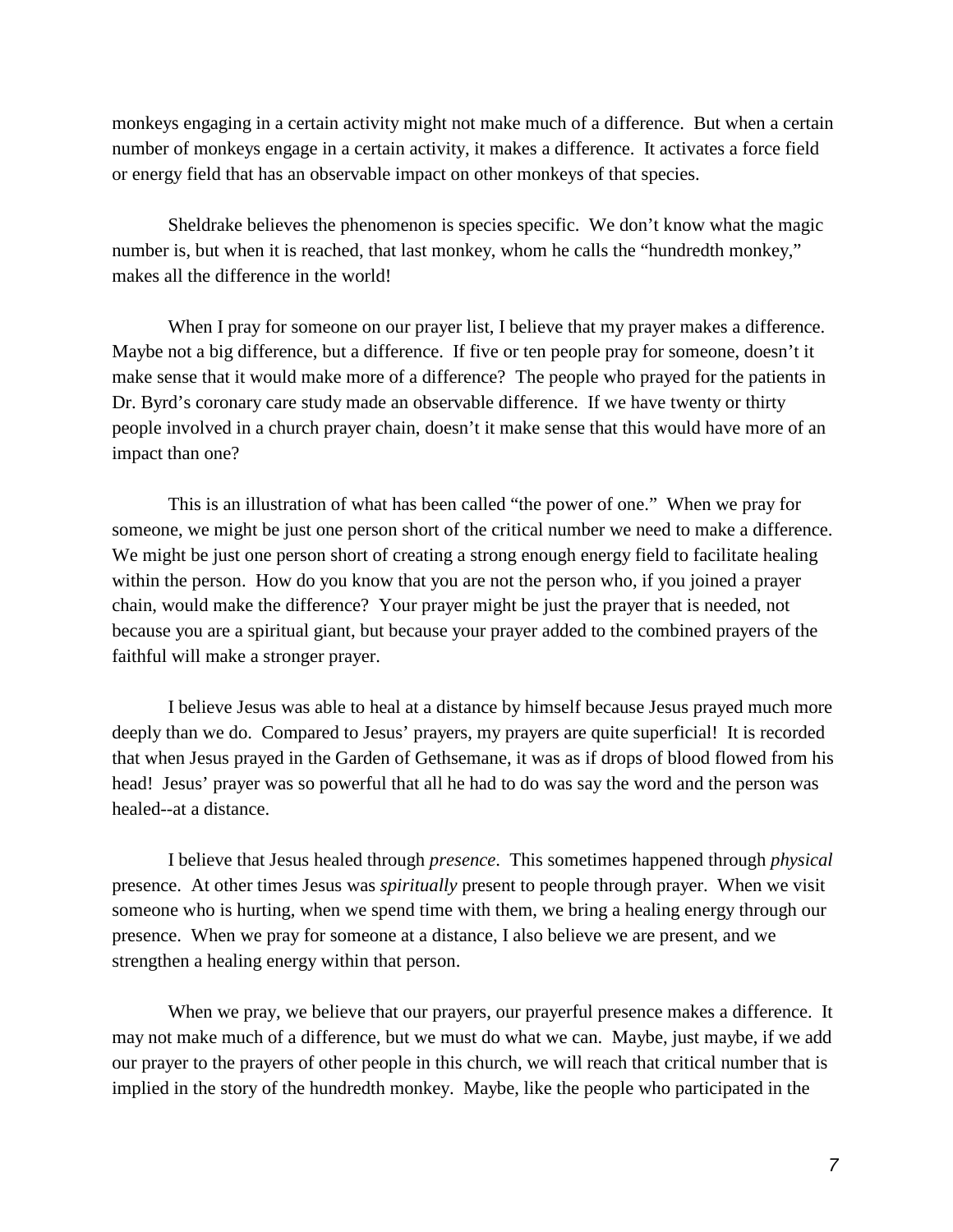monkeys engaging in a certain activity might not make much of a difference. But when a certain number of monkeys engage in a certain activity, it makes a difference. It activates a force field or energy field that has an observable impact on other monkeys of that species.

Sheldrake believes the phenomenon is species specific. We don't know what the magic number is, but when it is reached, that last monkey, whom he calls the "hundredth monkey," makes all the difference in the world!

When I pray for someone on our prayer list, I believe that my prayer makes a difference. Maybe not a big difference, but a difference. If five or ten people pray for someone, doesn't it make sense that it would make more of a difference? The people who prayed for the patients in Dr. Byrd's coronary care study made an observable difference. If we have twenty or thirty people involved in a church prayer chain, doesn't it make sense that this would have more of an impact than one?

This is an illustration of what has been called "the power of one." When we pray for someone, we might be just one person short of the critical number we need to make a difference. We might be just one person short of creating a strong enough energy field to facilitate healing within the person. How do you know that you are not the person who, if you joined a prayer chain, would make the difference? Your prayer might be just the prayer that is needed, not because you are a spiritual giant, but because your prayer added to the combined prayers of the faithful will make a stronger prayer.

I believe Jesus was able to heal at a distance by himself because Jesus prayed much more deeply than we do. Compared to Jesus' prayers, my prayers are quite superficial! It is recorded that when Jesus prayed in the Garden of Gethsemane, it was as if drops of blood flowed from his head! Jesus' prayer was so powerful that all he had to do was say the word and the person was healed--at a distance.

I believe that Jesus healed through *presence*. This sometimes happened through *physical* presence. At other times Jesus was *spiritually* present to people through prayer. When we visit someone who is hurting, when we spend time with them, we bring a healing energy through our presence. When we pray for someone at a distance, I also believe we are present, and we strengthen a healing energy within that person.

When we pray, we believe that our prayers, our prayerful presence makes a difference. It may not make much of a difference, but we must do what we can. Maybe, just maybe, if we add our prayer to the prayers of other people in this church, we will reach that critical number that is implied in the story of the hundredth monkey. Maybe, like the people who participated in the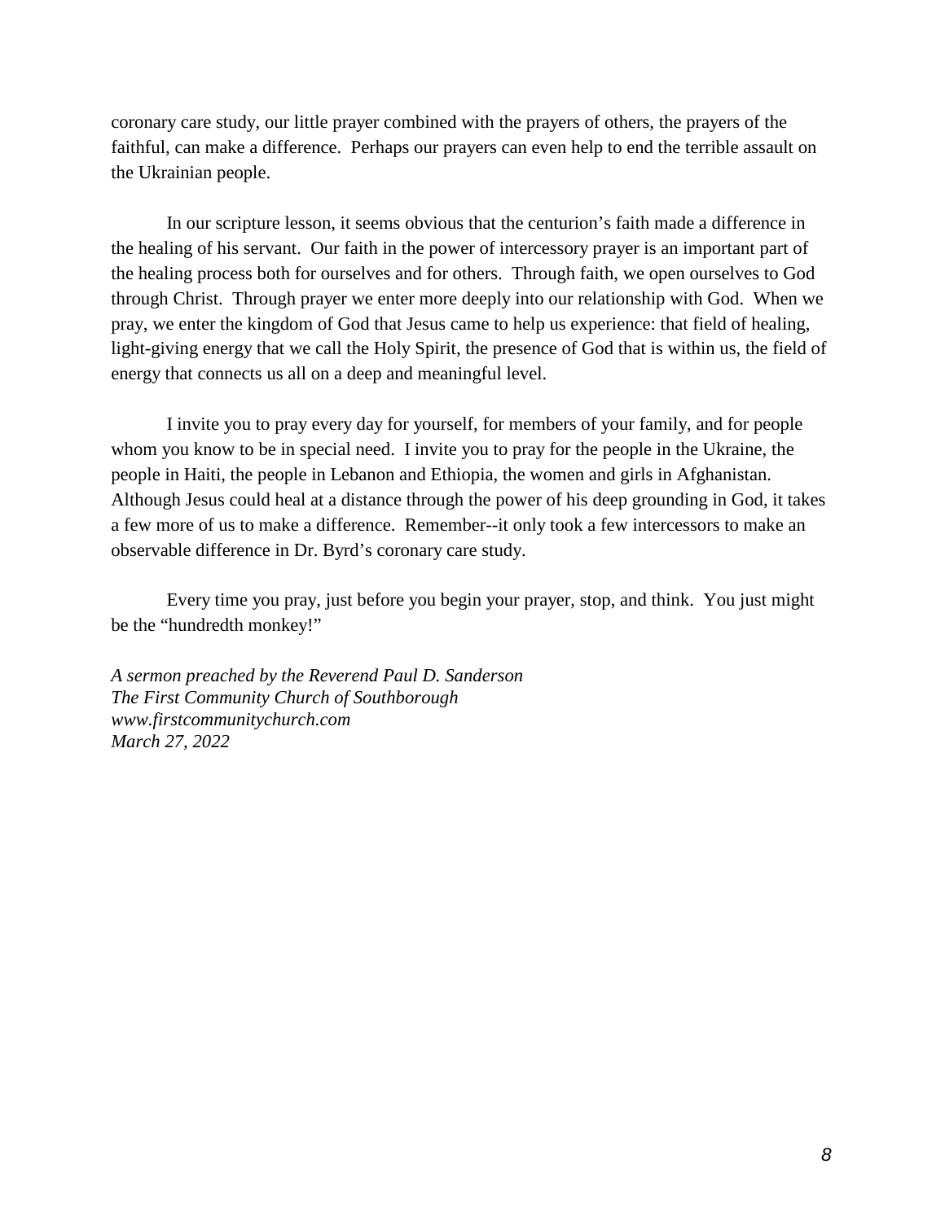coronary care study, our little prayer combined with the prayers of others, the prayers of the faithful, can make a difference. Perhaps our prayers can even help to end the terrible assault on the Ukrainian people.

In our scripture lesson, it seems obvious that the centurion's faith made a difference in the healing of his servant. Our faith in the power of intercessory prayer is an important part of the healing process both for ourselves and for others. Through faith, we open ourselves to God through Christ. Through prayer we enter more deeply into our relationship with God. When we pray, we enter the kingdom of God that Jesus came to help us experience: that field of healing, light-giving energy that we call the Holy Spirit, the presence of God that is within us, the field of energy that connects us all on a deep and meaningful level.

I invite you to pray every day for yourself, for members of your family, and for people whom you know to be in special need. I invite you to pray for the people in the Ukraine, the people in Haiti, the people in Lebanon and Ethiopia, the women and girls in Afghanistan. Although Jesus could heal at a distance through the power of his deep grounding in God, it takes a few more of us to make a difference. Remember--it only took a few intercessors to make an observable difference in Dr. Byrd's coronary care study.

Every time you pray, just before you begin your prayer, stop, and think. You just might be the "hundredth monkey!"

*A sermon preached by the Reverend Paul D. Sanderson*
*The First Community Church of Southborough*
*www.firstcommunitychurch.com*
*March 27, 2022*